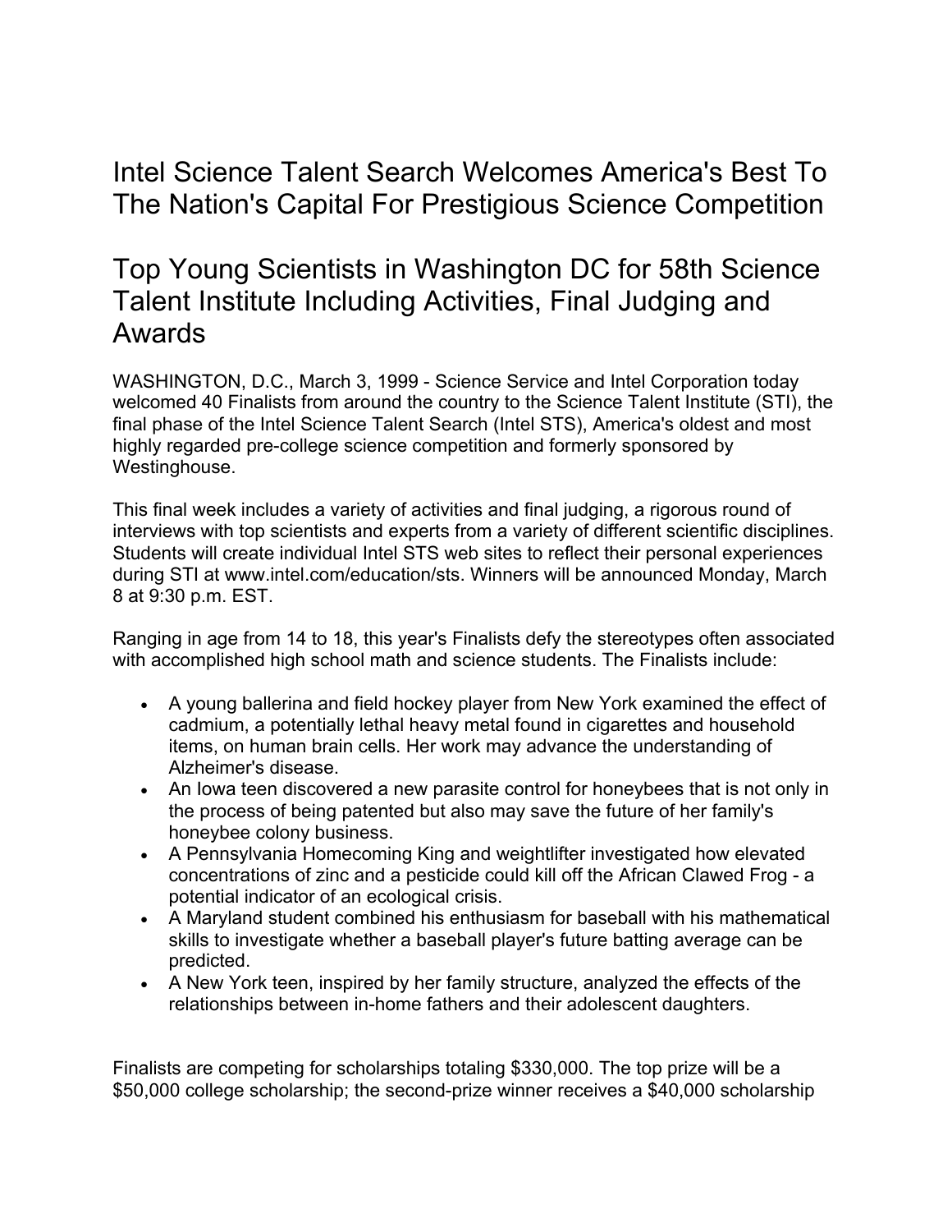# Intel Science Talent Search Welcomes America's Best To The Nation's Capital For Prestigious Science Competition

## Top Young Scientists in Washington DC for 58th Science Talent Institute Including Activities, Final Judging and Awards

WASHINGTON, D.C., March 3, 1999 - Science Service and Intel Corporation today welcomed 40 Finalists from around the country to the Science Talent Institute (STI), the final phase of the Intel Science Talent Search (Intel STS), America's oldest and most highly regarded pre-college science competition and formerly sponsored by Westinghouse.

This final week includes a variety of activities and final judging, a rigorous round of interviews with top scientists and experts from a variety of different scientific disciplines. Students will create individual Intel STS web sites to reflect their personal experiences during STI at www.intel.com/education/sts. Winners will be announced Monday, March 8 at 9:30 p.m. EST.

Ranging in age from 14 to 18, this year's Finalists defy the stereotypes often associated with accomplished high school math and science students. The Finalists include:

- A young ballerina and field hockey player from New York examined the effect of cadmium, a potentially lethal heavy metal found in cigarettes and household items, on human brain cells. Her work may advance the understanding of Alzheimer's disease.
- An Iowa teen discovered a new parasite control for honeybees that is not only in the process of being patented but also may save the future of her family's honeybee colony business.
- A Pennsylvania Homecoming King and weightlifter investigated how elevated concentrations of zinc and a pesticide could kill off the African Clawed Frog - a potential indicator of an ecological crisis.
- A Maryland student combined his enthusiasm for baseball with his mathematical skills to investigate whether a baseball player's future batting average can be predicted.
- A New York teen, inspired by her family structure, analyzed the effects of the relationships between in-home fathers and their adolescent daughters.

Finalists are competing for scholarships totaling $330,000. The top prize will be a $50,000 college scholarship; the second-prize winner receives a $40,000 scholarship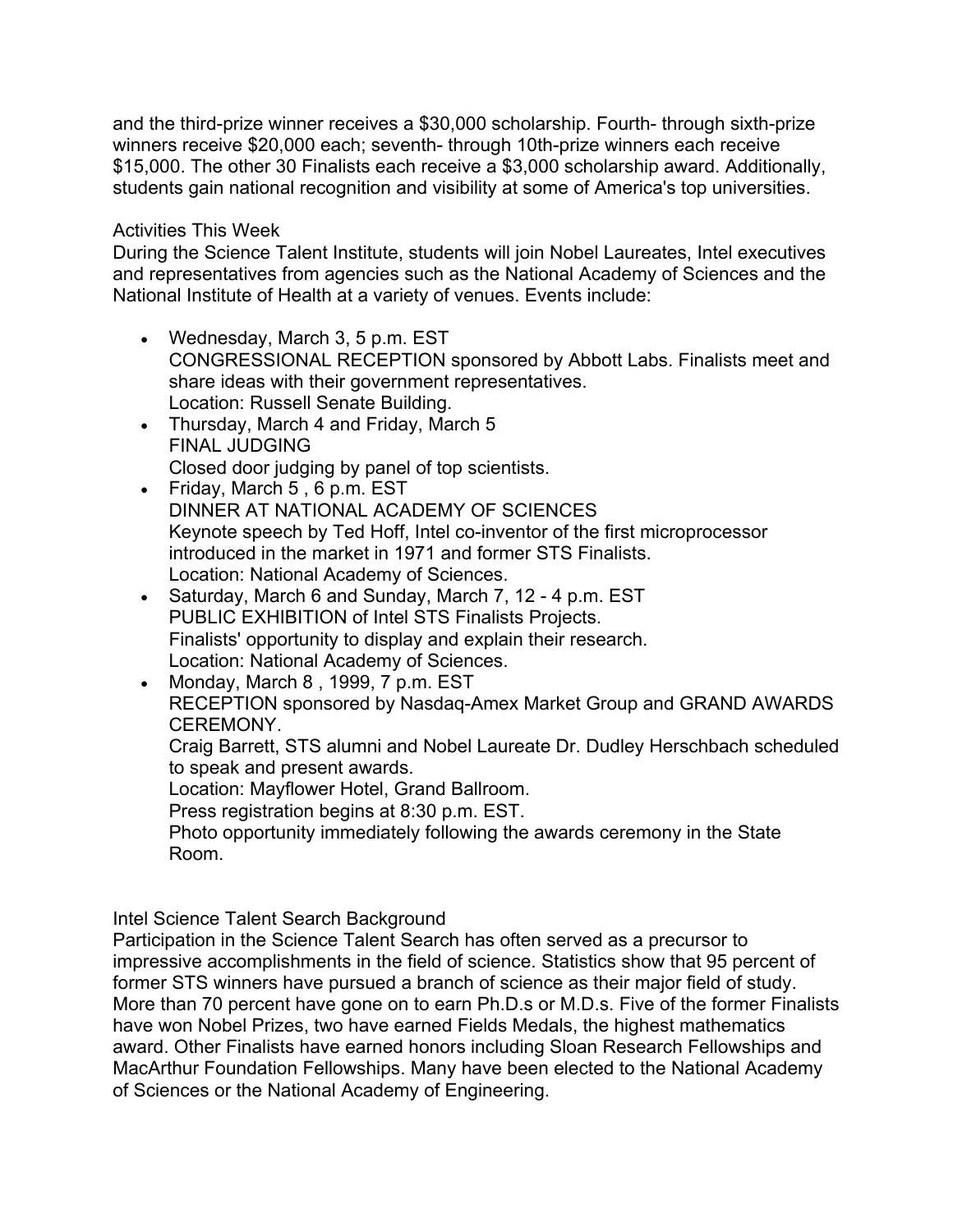and the third-prize winner receives a $30,000 scholarship. Fourth- through sixth-prize winners receive $20,000 each; seventh- through 10th-prize winners each receive $15,000. The other 30 Finalists each receive a $3,000 scholarship award. Additionally, students gain national recognition and visibility at some of America's top universities.

## Activities This Week

During the Science Talent Institute, students will join Nobel Laureates, Intel executives and representatives from agencies such as the National Academy of Sciences and the National Institute of Health at a variety of venues. Events include:

- Wednesday, March 3, 5 p.m. EST
  CONGRESSIONAL RECEPTION sponsored by Abbott Labs. Finalists meet and share ideas with their government representatives.
  Location: Russell Senate Building.
- Thursday, March 4 and Friday, March 5
  FINAL JUDGING
  Closed door judging by panel of top scientists.
- Friday, March 5 , 6 p.m. EST
  DINNER AT NATIONAL ACADEMY OF SCIENCES
  Keynote speech by Ted Hoff, Intel co-inventor of the first microprocessor introduced in the market in 1971 and former STS Finalists.
  Location: National Academy of Sciences.
- Saturday, March 6 and Sunday, March 7, 12 - 4 p.m. EST
  PUBLIC EXHIBITION of Intel STS Finalists Projects.
  Finalists' opportunity to display and explain their research.
  Location: National Academy of Sciences.
- Monday, March 8 , 1999, 7 p.m. EST
  RECEPTION sponsored by Nasdaq-Amex Market Group and GRAND AWARDS CEREMONY.
  Craig Barrett, STS alumni and Nobel Laureate Dr. Dudley Herschbach scheduled to speak and present awards.
  Location: Mayflower Hotel, Grand Ballroom.
  Press registration begins at 8:30 p.m. EST.
  Photo opportunity immediately following the awards ceremony in the State Room.

## Intel Science Talent Search Background

Participation in the Science Talent Search has often served as a precursor to impressive accomplishments in the field of science. Statistics show that 95 percent of former STS winners have pursued a branch of science as their major field of study. More than 70 percent have gone on to earn Ph.D.s or M.D.s. Five of the former Finalists have won Nobel Prizes, two have earned Fields Medals, the highest mathematics award. Other Finalists have earned honors including Sloan Research Fellowships and MacArthur Foundation Fellowships. Many have been elected to the National Academy of Sciences or the National Academy of Engineering.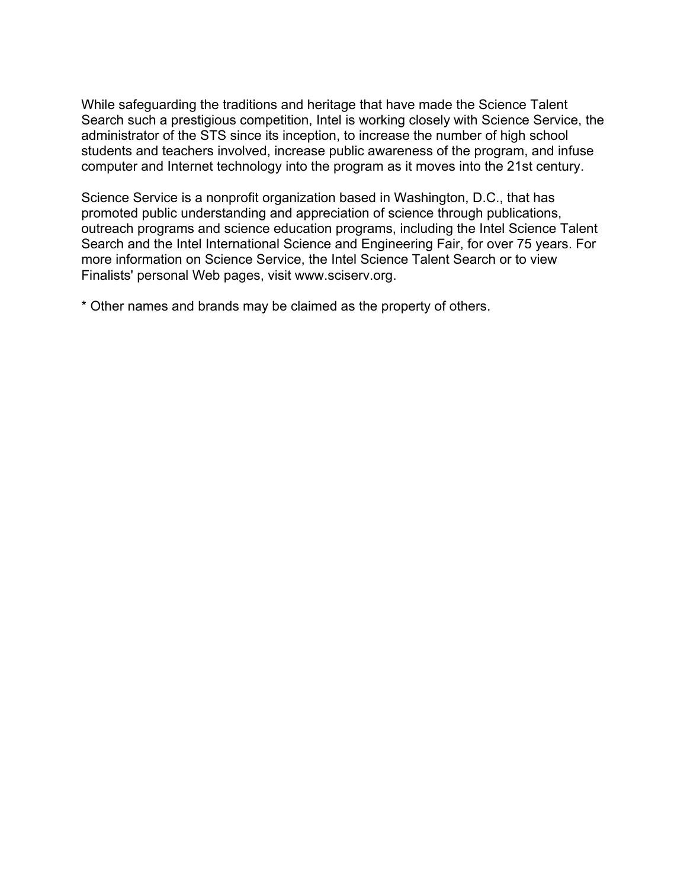While safeguarding the traditions and heritage that have made the Science Talent Search such a prestigious competition, Intel is working closely with Science Service, the administrator of the STS since its inception, to increase the number of high school students and teachers involved, increase public awareness of the program, and infuse computer and Internet technology into the program as it moves into the 21st century.

Science Service is a nonprofit organization based in Washington, D.C., that has promoted public understanding and appreciation of science through publications, outreach programs and science education programs, including the Intel Science Talent Search and the Intel International Science and Engineering Fair, for over 75 years. For more information on Science Service, the Intel Science Talent Search or to view Finalists' personal Web pages, visit www.sciserv.org.

* Other names and brands may be claimed as the property of others.